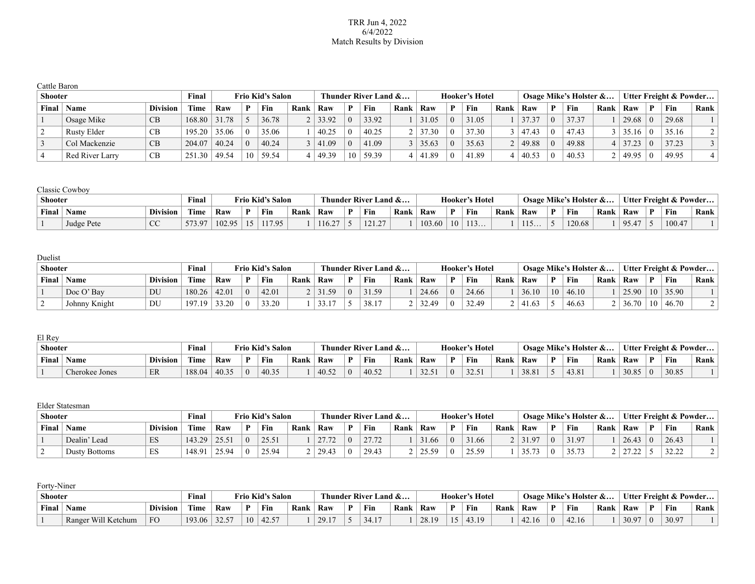TRR Jun 4, 2022
6/4/2022
Match Results by Division

Cattle Baron

| Shooter | | | Final | Frio Kid's Salon | | | | Thunder River Land &… | | | | Hooker's Hotel | | | | Osage Mike's Holster &… | | | | Utter Freight & Powder… | | | |
|---|---|---|---|---|---|---|---|---|---|---|---|---|---|---|---|---|---|---|---|---|---|---|---|
| Final | Name | Division | Time | Raw | P | Fin | Rank | Raw | P | Fin | Rank | Raw | P | Fin | Rank | Raw | P | Fin | Rank | Raw | P | Fin | Rank |
| 1 | Osage Mike | CB | 168.80 | 31.78 | 5 | 36.78 | 2 | 33.92 | 0 | 33.92 | 1 | 31.05 | 0 | 31.05 | 1 | 37.37 | 0 | 37.37 | 1 | 29.68 | 0 | 29.68 | 1 |
| 2 | Rusty Elder | CB | 195.20 | 35.06 | 0 | 35.06 | 1 | 40.25 | 0 | 40.25 | 2 | 37.30 | 0 | 37.30 | 3 | 47.43 | 0 | 47.43 | 3 | 35.16 | 0 | 35.16 | 2 |
| 3 | Col Mackenzie | CB | 204.07 | 40.24 | 0 | 40.24 | 3 | 41.09 | 0 | 41.09 | 3 | 35.63 | 0 | 35.63 | 2 | 49.88 | 0 | 49.88 | 4 | 37.23 | 0 | 37.23 | 3 |
| 4 | Red River Larry | CB | 251.30 | 49.54 | 10 | 59.54 | 4 | 49.39 | 10 | 59.39 | 4 | 41.89 | 0 | 41.89 | 4 | 40.53 | 0 | 40.53 | 2 | 49.95 | 0 | 49.95 | 4 |

Classic Cowboy

| Shooter | | | Final | Frio Kid's Salon | | | | Thunder River Land &… | | | | Hooker's Hotel | | | | Osage Mike's Holster &… | | | | Utter Freight & Powder… | | | |
|---|---|---|---|---|---|---|---|---|---|---|---|---|---|---|---|---|---|---|---|---|---|---|---|
| Final | Name | Division | Time | Raw | P | Fin | Rank | Raw | P | Fin | Rank | Raw | P | Fin | Rank | Raw | P | Fin | Rank | Raw | P | Fin | Rank |
| 1 | Judge Pete | CC | 573.97 | 102.95 | 15 | 117.95 | 1 | 116.27 | 5 | 121.27 | 1 | 103.60 | 10 | 113… | 1 | 115… | 5 | 120.68 | 1 | 95.47 | 5 | 100.47 | 1 |

Duelist

| Shooter | | | Final | Frio Kid's Salon | | | | Thunder River Land &… | | | | Hooker's Hotel | | | | Osage Mike's Holster &… | | | | Utter Freight & Powder… | | | |
|---|---|---|---|---|---|---|---|---|---|---|---|---|---|---|---|---|---|---|---|---|---|---|---|
| Final | Name | Division | Time | Raw | P | Fin | Rank | Raw | P | Fin | Rank | Raw | P | Fin | Rank | Raw | P | Fin | Rank | Raw | P | Fin | Rank |
| 1 | Doc O' Bay | DU | 180.26 | 42.01 | 0 | 42.01 | 2 | 31.59 | 0 | 31.59 | 1 | 24.66 | 0 | 24.66 | 1 | 36.10 | 10 | 46.10 | 1 | 25.90 | 10 | 35.90 | 1 |
| 2 | Johnny Knight | DU | 197.19 | 33.20 | 0 | 33.20 | 1 | 33.17 | 5 | 38.17 | 2 | 32.49 | 0 | 32.49 | 2 | 41.63 | 5 | 46.63 | 2 | 36.70 | 10 | 46.70 | 2 |

El Rey

| Shooter | | | Final | Frio Kid's Salon | | | | Thunder River Land &… | | | | Hooker's Hotel | | | | Osage Mike's Holster &… | | | | Utter Freight & Powder… | | | |
|---|---|---|---|---|---|---|---|---|---|---|---|---|---|---|---|---|---|---|---|---|---|---|---|
| Final | Name | Division | Time | Raw | P | Fin | Rank | Raw | P | Fin | Rank | Raw | P | Fin | Rank | Raw | P | Fin | Rank | Raw | P | Fin | Rank |
| 1 | Cherokee Jones | ER | 188.04 | 40.35 | 0 | 40.35 | 1 | 40.52 | 0 | 40.52 | 1 | 32.51 | 0 | 32.51 | 1 | 38.81 | 5 | 43.81 | 1 | 30.85 | 0 | 30.85 | 1 |

Elder Statesman

| Shooter | | | Final | Frio Kid's Salon | | | | Thunder River Land &… | | | | Hooker's Hotel | | | | Osage Mike's Holster &… | | | | Utter Freight & Powder… | | | |
|---|---|---|---|---|---|---|---|---|---|---|---|---|---|---|---|---|---|---|---|---|---|---|---|
| Final | Name | Division | Time | Raw | P | Fin | Rank | Raw | P | Fin | Rank | Raw | P | Fin | Rank | Raw | P | Fin | Rank | Raw | P | Fin | Rank |
| 1 | Dealin' Lead | ES | 143.29 | 25.51 | 0 | 25.51 | 1 | 27.72 | 0 | 27.72 | 1 | 31.66 | 0 | 31.66 | 2 | 31.97 | 0 | 31.97 | 1 | 26.43 | 0 | 26.43 | 1 |
| 2 | Dusty Bottoms | ES | 148.91 | 25.94 | 0 | 25.94 | 2 | 29.43 | 0 | 29.43 | 2 | 25.59 | 0 | 25.59 | 1 | 35.73 | 0 | 35.73 | 2 | 27.22 | 5 | 32.22 | 2 |

Forty-Niner

| Shooter | | | Final | Frio Kid's Salon | | | | Thunder River Land &… | | | | Hooker's Hotel | | | | Osage Mike's Holster &… | | | | Utter Freight & Powder… | | | |
|---|---|---|---|---|---|---|---|---|---|---|---|---|---|---|---|---|---|---|---|---|---|---|---|
| Final | Name | Division | Time | Raw | P | Fin | Rank | Raw | P | Fin | Rank | Raw | P | Fin | Rank | Raw | P | Fin | Rank | Raw | P | Fin | Rank |
| 1 | Ranger Will Ketchum | FO | 193.06 | 32.57 | 10 | 42.57 | 1 | 29.17 | 5 | 34.17 | 1 | 28.19 | 15 | 43.19 | 1 | 42.16 | 0 | 42.16 | 1 | 30.97 | 0 | 30.97 | 1 |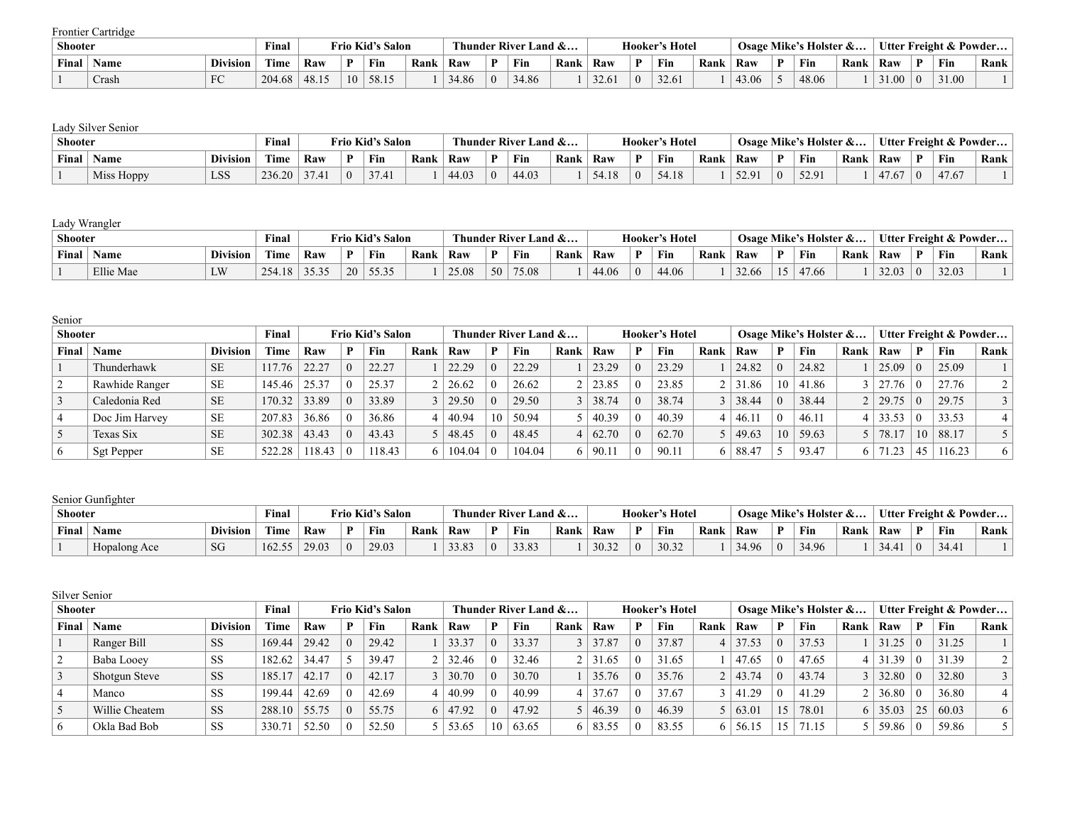Frontier Cartridge

| Shooter | | | Final | Frio Kid's Salon | | | | Thunder River Land &… | | | | Hooker's Hotel | | | | Osage Mike's Holster &… | | | | Utter Freight & Powder… | | | |
|---|---|---|---|---|---|---|---|---|---|---|---|---|---|---|---|---|---|---|---|---|---|---|---|
| Final | Name | Division | Time | Raw | P | Fin | Rank | Raw | P | Fin | Rank | Raw | P | Fin | Rank | Raw | P | Fin | Rank | Raw | P | Fin | Rank |
| 1 | Crash | FC | 204.68 | 48.15 | 10 | 58.15 | 1 | 34.86 | 0 | 34.86 | 1 | 32.61 | 0 | 32.61 | 1 | 43.06 | 5 | 48.06 | 1 | 31.00 | 0 | 31.00 | 1 |

Lady Silver Senior

| Shooter | | | Final | Frio Kid's Salon | | | | Thunder River Land &… | | | | Hooker's Hotel | | | | Osage Mike's Holster &… | | | | Utter Freight & Powder… | | | |
|---|---|---|---|---|---|---|---|---|---|---|---|---|---|---|---|---|---|---|---|---|---|---|---|
| Final | Name | Division | Time | Raw | P | Fin | Rank | Raw | P | Fin | Rank | Raw | P | Fin | Rank | Raw | P | Fin | Rank | Raw | P | Fin | Rank |
| 1 | Miss Hoppy | LSS | 236.20 | 37.41 | 0 | 37.41 | 1 | 44.03 | 0 | 44.03 | 1 | 54.18 | 0 | 54.18 | 1 | 52.91 | 0 | 52.91 | 1 | 47.67 | 0 | 47.67 | 1 |

Lady Wrangler

| Shooter | | | Final | Frio Kid's Salon | | | | Thunder River Land &… | | | | Hooker's Hotel | | | | Osage Mike's Holster &… | | | | Utter Freight & Powder… | | | |
|---|---|---|---|---|---|---|---|---|---|---|---|---|---|---|---|---|---|---|---|---|---|---|---|
| Final | Name | Division | Time | Raw | P | Fin | Rank | Raw | P | Fin | Rank | Raw | P | Fin | Rank | Raw | P | Fin | Rank | Raw | P | Fin | Rank |
| 1 | Ellie Mae | LW | 254.18 | 35.35 | 20 | 55.35 | 1 | 25.08 | 50 | 75.08 | 1 | 44.06 | 0 | 44.06 | 1 | 32.66 | 15 | 47.66 | 1 | 32.03 | 0 | 32.03 | 1 |

Senior

| Shooter | | | Final | Frio Kid's Salon | | | | Thunder River Land &… | | | | Hooker's Hotel | | | | Osage Mike's Holster &… | | | | Utter Freight & Powder… | | | |
|---|---|---|---|---|---|---|---|---|---|---|---|---|---|---|---|---|---|---|---|---|---|---|---|
| Final | Name | Division | Time | Raw | P | Fin | Rank | Raw | P | Fin | Rank | Raw | P | Fin | Rank | Raw | P | Fin | Rank | Raw | P | Fin | Rank |
| 1 | Thunderhawk | SE | 117.76 | 22.27 | 0 | 22.27 | 1 | 22.29 | 0 | 22.29 | 1 | 23.29 | 0 | 23.29 | 1 | 24.82 | 0 | 24.82 | 1 | 25.09 | 0 | 25.09 | 1 |
| 2 | Rawhide Ranger | SE | 145.46 | 25.37 | 0 | 25.37 | 2 | 26.62 | 0 | 26.62 | 2 | 23.85 | 0 | 23.85 | 2 | 31.86 | 10 | 41.86 | 3 | 27.76 | 0 | 27.76 | 2 |
| 3 | Caledonia Red | SE | 170.32 | 33.89 | 0 | 33.89 | 3 | 29.50 | 0 | 29.50 | 3 | 38.74 | 0 | 38.74 | 3 | 38.44 | 0 | 38.44 | 2 | 29.75 | 0 | 29.75 | 3 |
| 4 | Doc Jim Harvey | SE | 207.83 | 36.86 | 0 | 36.86 | 4 | 40.94 | 10 | 50.94 | 5 | 40.39 | 0 | 40.39 | 4 | 46.11 | 0 | 46.11 | 4 | 33.53 | 0 | 33.53 | 4 |
| 5 | Texas Six | SE | 302.38 | 43.43 | 0 | 43.43 | 5 | 48.45 | 0 | 48.45 | 4 | 62.70 | 0 | 62.70 | 5 | 49.63 | 10 | 59.63 | 5 | 78.17 | 10 | 88.17 | 5 |
| 6 | Sgt Pepper | SE | 522.28 | 118.43 | 0 | 118.43 | 6 | 104.04 | 0 | 104.04 | 6 | 90.11 | 0 | 90.11 | 6 | 88.47 | 5 | 93.47 | 6 | 71.23 | 45 | 116.23 | 6 |

Senior Gunfighter

| Shooter | | | Final | Frio Kid's Salon | | | | Thunder River Land &… | | | | Hooker's Hotel | | | | Osage Mike's Holster &… | | | | Utter Freight & Powder… | | | |
|---|---|---|---|---|---|---|---|---|---|---|---|---|---|---|---|---|---|---|---|---|---|---|---|
| Final | Name | Division | Time | Raw | P | Fin | Rank | Raw | P | Fin | Rank | Raw | P | Fin | Rank | Raw | P | Fin | Rank | Raw | P | Fin | Rank |
| 1 | Hopalong Ace | SG | 162.55 | 29.03 | 0 | 29.03 | 1 | 33.83 | 0 | 33.83 | 1 | 30.32 | 0 | 30.32 | 1 | 34.96 | 0 | 34.96 | 1 | 34.41 | 0 | 34.41 | 1 |

Silver Senior

| Shooter | | | Final | Frio Kid's Salon | | | | Thunder River Land &… | | | | Hooker's Hotel | | | | Osage Mike's Holster &… | | | | Utter Freight & Powder… | | | |
|---|---|---|---|---|---|---|---|---|---|---|---|---|---|---|---|---|---|---|---|---|---|---|---|
| Final | Name | Division | Time | Raw | P | Fin | Rank | Raw | P | Fin | Rank | Raw | P | Fin | Rank | Raw | P | Fin | Rank | Raw | P | Fin | Rank |
| 1 | Ranger Bill | SS | 169.44 | 29.42 | 0 | 29.42 | 1 | 33.37 | 0 | 33.37 | 3 | 37.87 | 0 | 37.87 | 4 | 37.53 | 0 | 37.53 | 1 | 31.25 | 0 | 31.25 | 1 |
| 2 | Baba Looey | SS | 182.62 | 34.47 | 5 | 39.47 | 2 | 32.46 | 0 | 32.46 | 2 | 31.65 | 0 | 31.65 | 1 | 47.65 | 0 | 47.65 | 4 | 31.39 | 0 | 31.39 | 2 |
| 3 | Shotgun Steve | SS | 185.17 | 42.17 | 0 | 42.17 | 3 | 30.70 | 0 | 30.70 | 1 | 35.76 | 0 | 35.76 | 2 | 43.74 | 0 | 43.74 | 3 | 32.80 | 0 | 32.80 | 3 |
| 4 | Manco | SS | 199.44 | 42.69 | 0 | 42.69 | 4 | 40.99 | 0 | 40.99 | 4 | 37.67 | 0 | 37.67 | 3 | 41.29 | 0 | 41.29 | 2 | 36.80 | 0 | 36.80 | 4 |
| 5 | Willie Cheatem | SS | 288.10 | 55.75 | 0 | 55.75 | 6 | 47.92 | 0 | 47.92 | 5 | 46.39 | 0 | 46.39 | 5 | 63.01 | 15 | 78.01 | 6 | 35.03 | 25 | 60.03 | 6 |
| 6 | Okla Bad Bob | SS | 330.71 | 52.50 | 0 | 52.50 | 5 | 53.65 | 10 | 63.65 | 6 | 83.55 | 0 | 83.55 | 6 | 56.15 | 15 | 71.15 | 5 | 59.86 | 0 | 59.86 | 5 |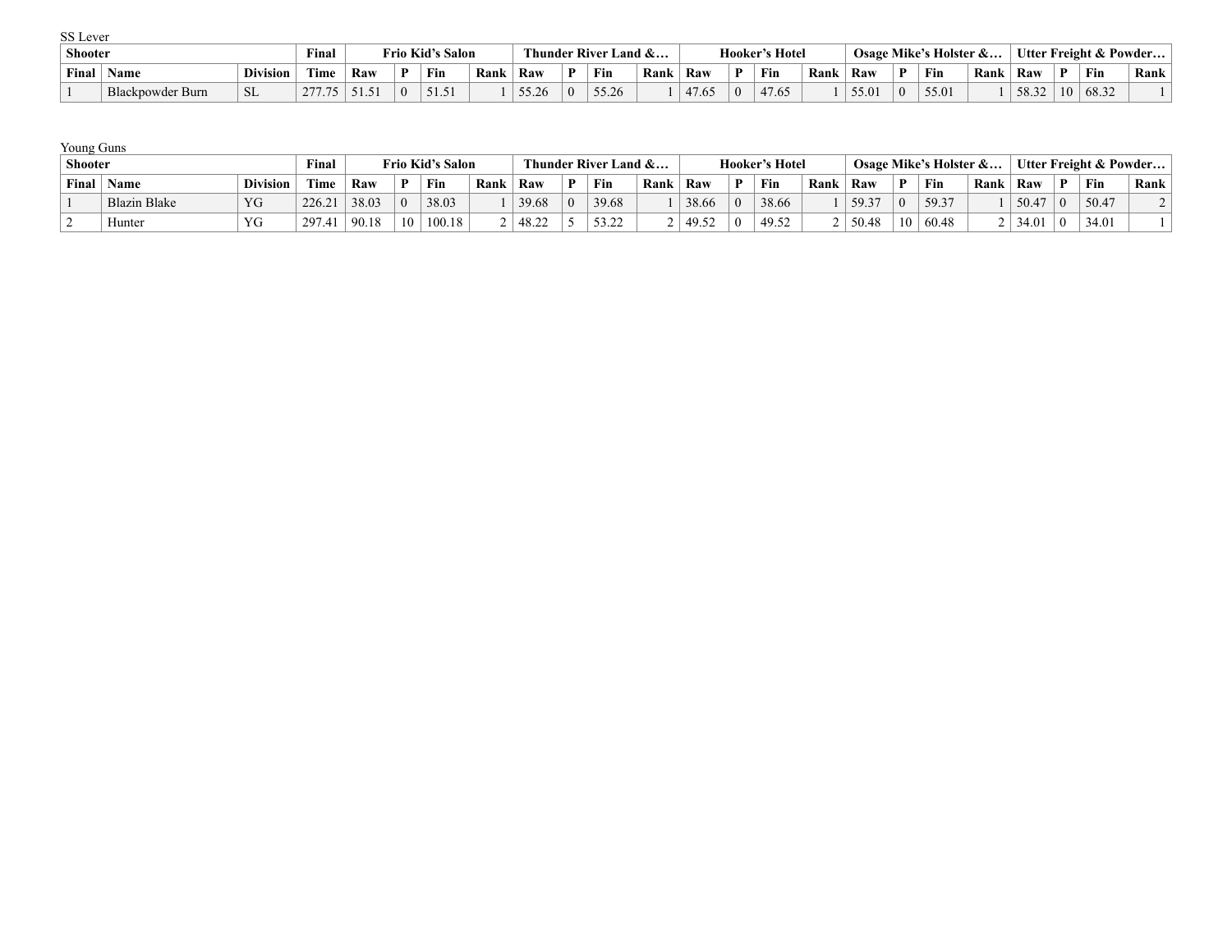SS Lever

| Shooter | | | Final | Frio Kid's Salon | | | | Thunder River Land &… | | | | Hooker's Hotel | | | | Osage Mike's Holster &… | | | | Utter Freight & Powder… | | | |
|---|---|---|---|---|---|---|---|---|---|---|---|---|---|---|---|---|---|---|---|---|---|---|---|
| Final | Name | Division | Time | Raw | P | Fin | Rank | Raw | P | Fin | Rank | Raw | P | Fin | Rank | Raw | P | Fin | Rank | Raw | P | Fin | Rank |
| 1 | Blackpowder Burn | SL | 277.75 | 51.51 | 0 | 51.51 | 1 | 55.26 | 0 | 55.26 | 1 | 47.65 | 0 | 47.65 | 1 | 55.01 | 0 | 55.01 | 1 | 58.32 | 10 | 68.32 | 1 |

Young Guns

| Shooter | | | Final | Frio Kid's Salon | | | | Thunder River Land &… | | | | Hooker's Hotel | | | | Osage Mike's Holster &… | | | | Utter Freight & Powder… | | | |
|---|---|---|---|---|---|---|---|---|---|---|---|---|---|---|---|---|---|---|---|---|---|---|---|
| Final | Name | Division | Time | Raw | P | Fin | Rank | Raw | P | Fin | Rank | Raw | P | Fin | Rank | Raw | P | Fin | Rank | Raw | P | Fin | Rank |
| 1 | Blazin Blake | YG | 226.21 | 38.03 | 0 | 38.03 | 1 | 39.68 | 0 | 39.68 | 1 | 38.66 | 0 | 38.66 | 1 | 59.37 | 0 | 59.37 | 1 | 50.47 | 0 | 50.47 | 2 |
| 2 | Hunter | YG | 297.41 | 90.18 | 10 | 100.18 | 2 | 48.22 | 5 | 53.22 | 2 | 49.52 | 0 | 49.52 | 2 | 50.48 | 10 | 60.48 | 2 | 34.01 | 0 | 34.01 | 1 |